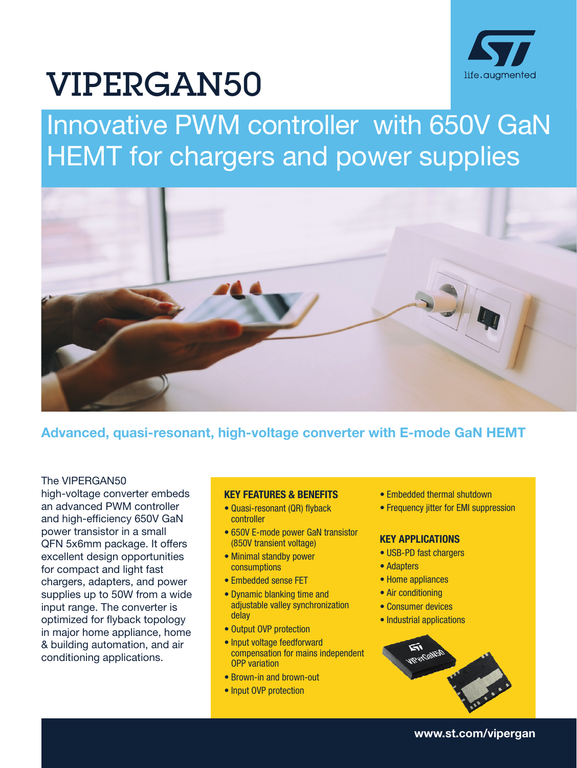# VIPERGAN50

## Innovative PWM controller with 650V GaN HEMT for chargers and power supplies

### Advanced, quasi-resonant, high-voltage converter with E-mode GaN HEMT

The VIPERGAN50 high-voltage converter embeds an advanced PWM controller and high-efficiency 650V GaN power transistor in a small QFN 5x6mm package. It offers excellent design opportunities for compact and light fast chargers, adapters, and power supplies up to 50W from a wide input range. The converter is optimized for flyback topology in major home appliance, home & building automation, and air conditioning applications.

#### KEY FEATURES & BENEFITS

- Quasi-resonant (QR) flyback controller
- 650V E-mode power GaN transistor (850V transient voltage)
- Minimal standby power consumptions
- Embedded sense FET
- Dynamic blanking time and adjustable valley synchronization delay
- Output OVP protection
- Input voltage feedforward compensation for mains independent OPP variation
- Brown-in and brown-out
- Input OVP protection
- Embedded thermal shutdown
- Frequency jitter for EMI suppression

#### KEY APPLICATIONS

- USB-PD fast chargers
- Adapters
- Home appliances
- Air conditioning
- Consumer devices
- Industrial applications

www.st.com/vipergan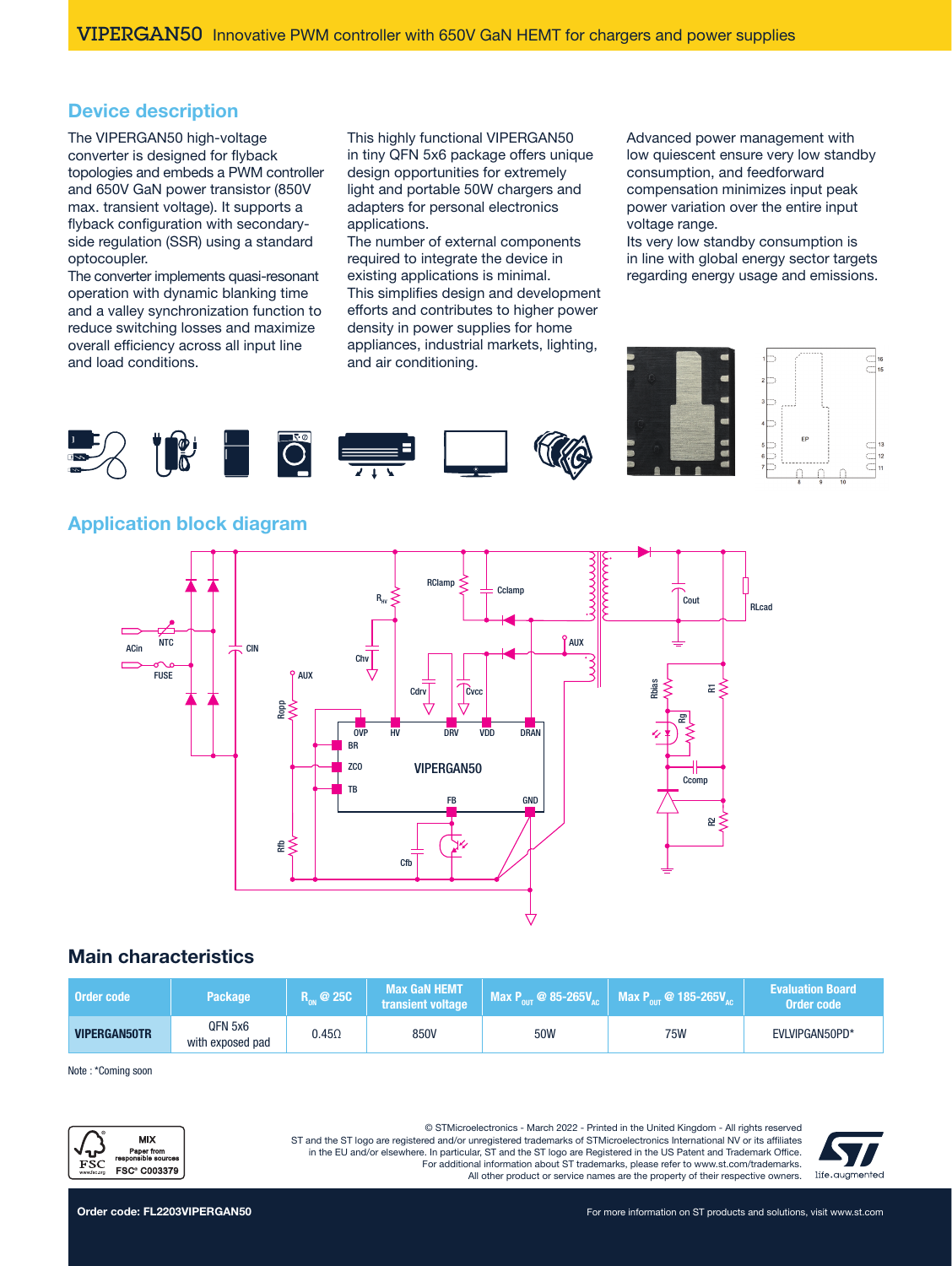## Device description

The VIPERGAN50 high-voltage converter is designed for flyback topologies and embeds a PWM controller and 650V GaN power transistor (850V max. transient voltage). It supports a flyback configuration with secondary-side regulation (SSR) using a standard optocoupler.

The converter implements quasi-resonant operation with dynamic blanking time and a valley synchronization function to reduce switching losses and maximize overall efficiency across all input line and load conditions.

This highly functional VIPERGAN50 in tiny QFN 5x6 package offers unique design opportunities for extremely light and portable 50W chargers and adapters for personal electronics applications.

The number of external components required to integrate the device in existing applications is minimal.

This simplifies design and development efforts and contributes to higher power density in power supplies for home appliances, industrial markets, lighting, and air conditioning.

Advanced power management with low quiescent ensure very low standby consumption, and feedforward compensation minimizes input peak power variation over the entire input voltage range.

Its very low standby consumption is in line with global energy sector targets regarding energy usage and emissions.

## Application block diagram

ACin
NTC
FUSE
CIN
AUX
Ropp
Rfb
RHV
Chv
RClamp
Cclamp
Cdrv
Cvcc
AUX
OVP
HV
DRV
VDD
DRAN
BR
ZCO
TB
VIPERGAN50
FB
GND
Cfb
Cout
RLcad
Rbias
R1
Rg
Ccomp
R2

## Main characteristics

| Order code | Package | $R_{ON}$ @ 25C | Max GaN HEMT transient voltage | Max $P_{OUT}$ @ 85-265$V_{AC}$ | Max $P_{OUT}$ @ 185-265$V_{AC}$ | Evaluation Board Order code |
|---|---|---|---|---|---|---|
| **VIPERGAN50TR** | QFN 5x6 with exposed pad | 0.45Ω | 850V | 50W | 75W | EVLVIPGAN50PD* |

Note : *Coming soon

© STMicroelectronics - March 2022 - Printed in the United Kingdom - All rights reserved
ST and the ST logo are registered and/or unregistered trademarks of STMicroelectronics International NV or its affiliates in the EU and/or elsewhere. In particular, ST and the ST logo are Registered in the US Patent and Trademark Office. For additional information about ST trademarks, please refer to www.st.com/trademarks. All other product or service names are the property of their respective owners.

Order code: FL2203VIPERGAN50

For more information on ST products and solutions, visit www.st.com